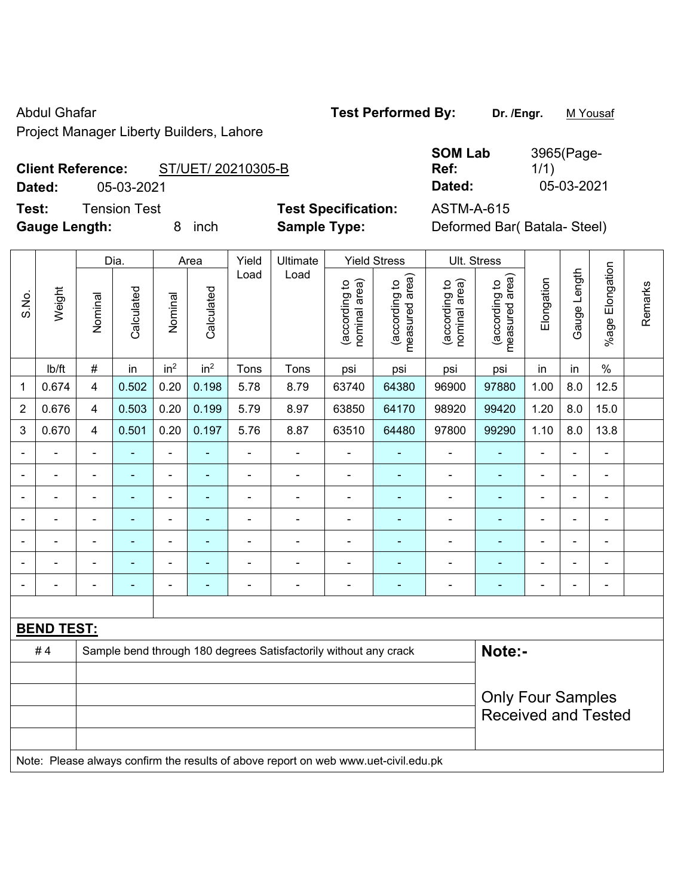Abdul Ghafar

Project Manager Liberty Builders, Lahore

**Test Performed By:** **Dr. /Engr.** M Yousaf

**Client Reference:** ST/UET/ 20210305-B

**Dated:** 05-03-2021

**SOM Lab Ref:** 3965(Page-1/1)

**Dated:** 05-03-2021

**Test:** Tension Test

**Gauge Length:** 8 inch

**Test Specification:** ASTM-A-615

**Sample Type:** Deformed Bar( Batala- Steel)

| S.No. | Weight | Dia. | | Area | | Yield Load | Ultimate Load | Yield Stress | | Ult. Stress | | Elongation | Gauge Length | %age Elongation | Remarks |
|---|---|---|---|---|---|---|---|---|---|---|---|---|---|---|---|
| | | Nominal | Calculated | Nominal | Calculated | | | (according to nominal area) | (according to measured area) | (according to nominal area) | (according to measured area) | | | | |
| | lb/ft | # | in | $in^2$ | $in^2$ | Tons | Tons | psi | psi | psi | psi | in | in | % | |
| 1 | 0.674 | 4 | 0.502 | 0.20 | 0.198 | 5.78 | 8.79 | 63740 | 64380 | 96900 | 97880 | 1.00 | 8.0 | 12.5 | |
| 2 | 0.676 | 4 | 0.503 | 0.20 | 0.199 | 5.79 | 8.97 | 63850 | 64170 | 98920 | 99420 | 1.20 | 8.0 | 15.0 | |
| 3 | 0.670 | 4 | 0.501 | 0.20 | 0.197 | 5.76 | 8.87 | 63510 | 64480 | 97800 | 99290 | 1.10 | 8.0 | 13.8 | |
| - | - | - | - | - | - | - | - | - | - | - | - | - | - | - | |
| - | - | - | - | - | - | - | - | - | - | - | - | - | - | - | |
| - | - | - | - | - | - | - | - | - | - | - | - | - | - | - | |
| - | - | - | - | - | - | - | - | - | - | - | - | - | - | - | |
| - | - | - | - | - | - | - | - | - | - | - | - | - | - | - | |
| - | - | - | - | - | - | - | - | - | - | - | - | - | - | - | |
| - | - | - | - | - | - | - | - | - | - | - | - | - | - | - | |

**BEND TEST:**

| | | |
|---|---|---|
| # 4 | Sample bend through 180 degrees Satisfactorily without any crack | **Note:-** Only Four Samples Received and Tested |

Note: Please always confirm the results of above report on web www.uet-civil.edu.pk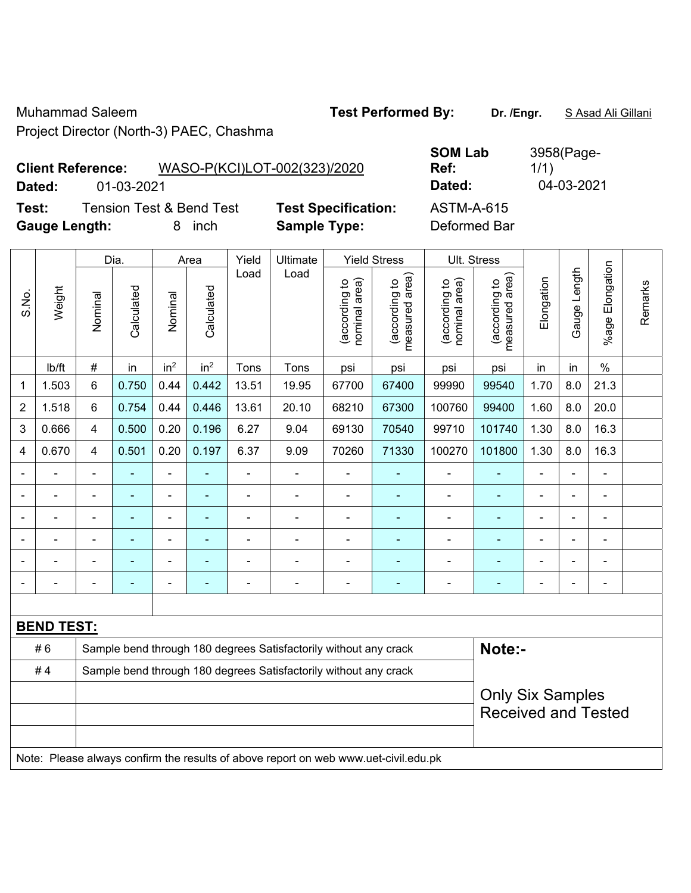Muhammad Saleem
Project Director (North-3) PAEC, Chashma

**Test Performed By:** **Dr. /Engr.** S Asad Ali Gillani

**Client Reference:** WASO-P(KCI)LOT-002(323)/2020

**Dated:** 01-03-2021

**SOM Lab Ref:** 3958(Page-1/1)

**Dated:** 04-03-2021

**Test:** Tension Test & Bend Test

**Gauge Length:** 8 inch

**Test Specification:** ASTM-A-615

**Sample Type:** Deformed Bar

| S.No. | Weight | Dia. | | Area | | Yield Load | Ultimate Load | Yield Stress | | Ult. Stress | | Elongation | Gauge Length | %age Elongation | Remarks |
|---|---|---|---|---|---|---|---|---|---|---|---|---|---|---|---|
| | | Nominal | Calculated | Nominal | Calculated | | | (according to nominal area) | (according to measured area) | (according to nominal area) | (according to measured area) | | | | |
| | lb/ft | # | in | in$^2$ | in$^2$ | Tons | Tons | psi | psi | psi | psi | in | in | % | |
| 1 | 1.503 | 6 | 0.750 | 0.44 | 0.442 | 13.51 | 19.95 | 67700 | 67400 | 99990 | 99540 | 1.70 | 8.0 | 21.3 | |
| 2 | 1.518 | 6 | 0.754 | 0.44 | 0.446 | 13.61 | 20.10 | 68210 | 67300 | 100760 | 99400 | 1.60 | 8.0 | 20.0 | |
| 3 | 0.666 | 4 | 0.500 | 0.20 | 0.196 | 6.27 | 9.04 | 69130 | 70540 | 99710 | 101740 | 1.30 | 8.0 | 16.3 | |
| 4 | 0.670 | 4 | 0.501 | 0.20 | 0.197 | 6.37 | 9.09 | 70260 | 71330 | 100270 | 101800 | 1.30 | 8.0 | 16.3 | |
| - | - | - | - | - | - | - | - | - | - | - | - | - | - | - | |
| - | - | - | - | - | - | - | - | - | - | - | - | - | - | - | |
| - | - | - | - | - | - | - | - | - | - | - | - | - | - | - | |
| - | - | - | - | - | - | - | - | - | - | - | - | - | - | - | |
| - | - | - | - | - | - | - | - | - | - | - | - | - | - | - | |
| - | - | - | - | - | - | - | - | - | - | - | - | - | - | - | |

**BEND TEST:**

| | | |
|---|---|---|
| # 6 | Sample bend through 180 degrees Satisfactorily without any crack | **Note:-** |
| # 4 | Sample bend through 180 degrees Satisfactorily without any crack | Only Six Samples Received and Tested |

Note: Please always confirm the results of above report on web www.uet-civil.edu.pk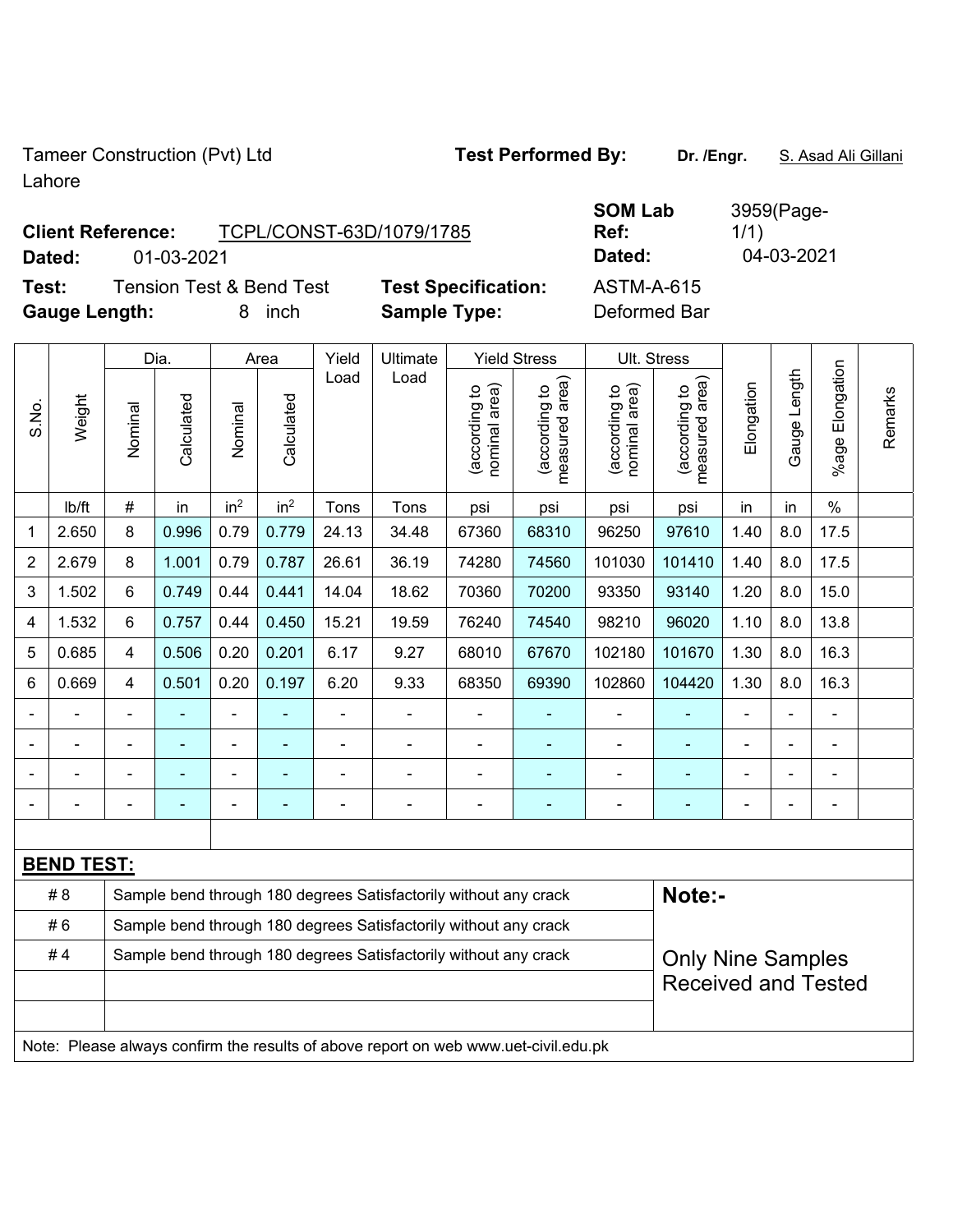Tameer Construction (Pvt) Ltd
Lahore

**Test Performed By:** **Dr. /Engr.** S. Asad Ali Gillani

**Client Reference:** TCPL/CONST-63D/1079/1785
**Dated:** 01-03-2021

**SOM Lab Ref:** 3959(Page-1/1)
**Dated:** 04-03-2021

**Test:** Tension Test & Bend Test
**Gauge Length:** 8 inch

**Test Specification:** ASTM-A-615
**Sample Type:** Deformed Bar

| S.No. | Weight | Dia. | | Area | | Yield Load | Ultimate Load | Yield Stress | | Ult. Stress | | Elongation | Gauge Length | %age Elongation | Remarks |
|---|---|---|---|---|---|---|---|---|---|---|---|---|---|---|---|
| | | Nominal | Calculated | Nominal | Calculated | | | (according to nominal area) | (according to measured area) | (according to nominal area) | (according to measured area) | | | | |
| | lb/ft | # | in | in$^2$ | in$^2$ | Tons | Tons | psi | psi | psi | psi | in | in | % | |
| 1 | 2.650 | 8 | 0.996 | 0.79 | 0.779 | 24.13 | 34.48 | 67360 | 68310 | 96250 | 97610 | 1.40 | 8.0 | 17.5 | |
| 2 | 2.679 | 8 | 1.001 | 0.79 | 0.787 | 26.61 | 36.19 | 74280 | 74560 | 101030 | 101410 | 1.40 | 8.0 | 17.5 | |
| 3 | 1.502 | 6 | 0.749 | 0.44 | 0.441 | 14.04 | 18.62 | 70360 | 70200 | 93350 | 93140 | 1.20 | 8.0 | 15.0 | |
| 4 | 1.532 | 6 | 0.757 | 0.44 | 0.450 | 15.21 | 19.59 | 76240 | 74540 | 98210 | 96020 | 1.10 | 8.0 | 13.8 | |
| 5 | 0.685 | 4 | 0.506 | 0.20 | 0.201 | 6.17 | 9.27 | 68010 | 67670 | 102180 | 101670 | 1.30 | 8.0 | 16.3 | |
| 6 | 0.669 | 4 | 0.501 | 0.20 | 0.197 | 6.20 | 9.33 | 68350 | 69390 | 102860 | 104420 | 1.30 | 8.0 | 16.3 | |
| - | - | - | - | - | - | - | - | - | - | - | - | - | - | - | |
| - | - | - | - | - | - | - | - | - | - | - | - | - | - | - | |
| - | - | - | - | - | - | - | - | - | - | - | - | - | - | - | |
| - | - | - | - | - | - | - | - | - | - | - | - | - | - | - | |

**BEND TEST:**

| | | |
|---|---|---|
| # 8 | Sample bend through 180 degrees Satisfactorily without any crack | **Note:-** |
| # 6 | Sample bend through 180 degrees Satisfactorily without any crack | |
| # 4 | Sample bend through 180 degrees Satisfactorily without any crack | Only Nine Samples Received and Tested |
| | | |
| | | |

Note: Please always confirm the results of above report on web www.uet-civil.edu.pk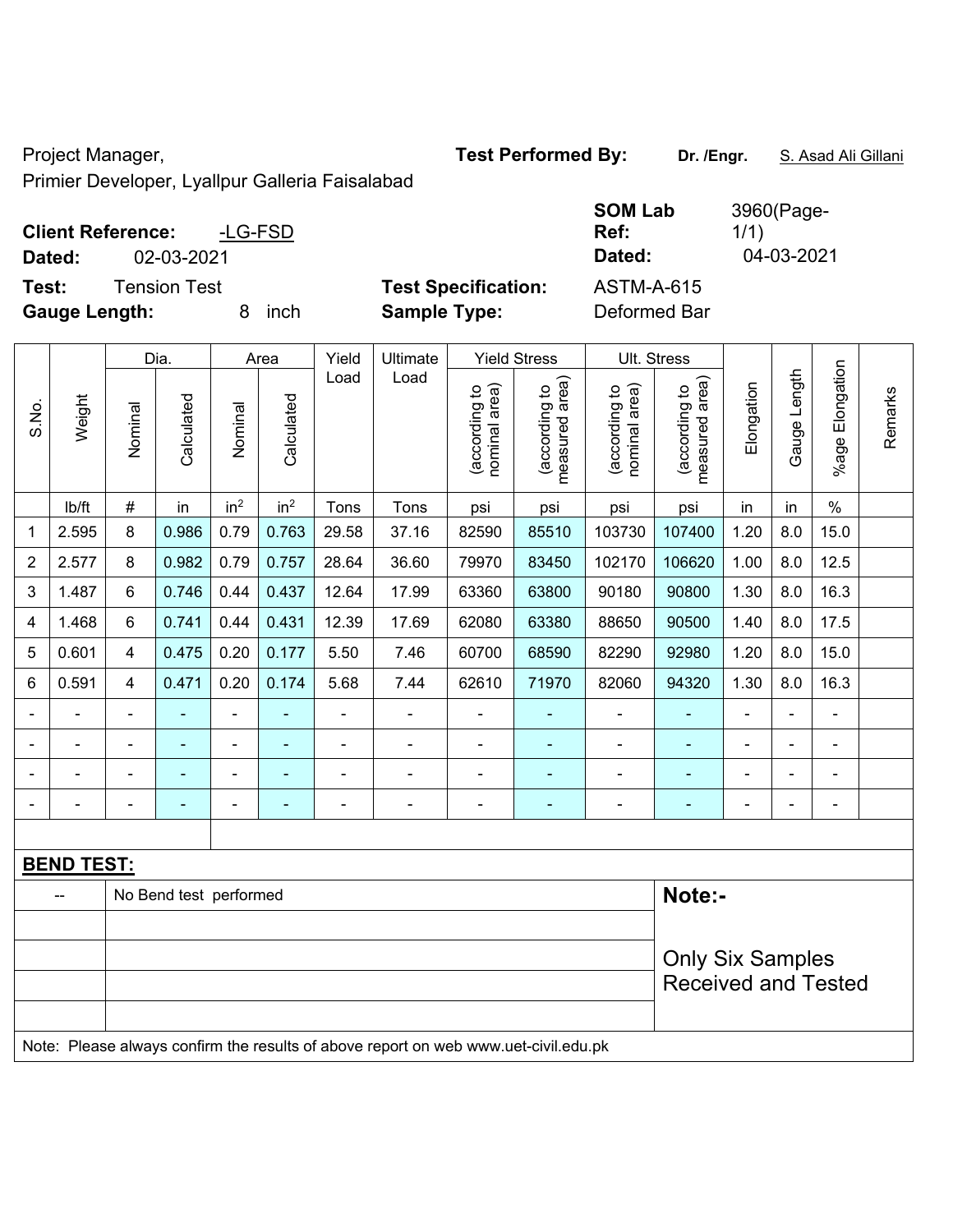Project Manager,

Primier Developer, Lyallpur Galleria Faisalabad

**Test Performed By:** **Dr. /Engr.** S. Asad Ali Gillani

**Client Reference:** -LG-FSD

**Dated:** 02-03-2021

**SOM Lab Ref:** 3960(Page-1/1)

**Dated:** 04-03-2021

**Test:** Tension Test

**Gauge Length:** 8 inch

**Test Specification:** ASTM-A-615

**Sample Type:** Deformed Bar

| S.No. | Weight | Dia. | | Area | | Yield Load | Ultimate Load | Yield Stress | | Ult. Stress | | Elongation | Gauge Length | %age Elongation | Remarks |
|---|---|---|---|---|---|---|---|---|---|---|---|---|---|---|---|
| | | Nominal | Calculated | Nominal | Calculated | | | (according to nominal area) | (according to measured area) | (according to nominal area) | (according to measured area) | | | | |
| | lb/ft | # | in | $in^2$ | $in^2$ | Tons | Tons | psi | psi | psi | psi | in | in | % | |
| 1 | 2.595 | 8 | 0.986 | 0.79 | 0.763 | 29.58 | 37.16 | 82590 | 85510 | 103730 | 107400 | 1.20 | 8.0 | 15.0 | |
| 2 | 2.577 | 8 | 0.982 | 0.79 | 0.757 | 28.64 | 36.60 | 79970 | 83450 | 102170 | 106620 | 1.00 | 8.0 | 12.5 | |
| 3 | 1.487 | 6 | 0.746 | 0.44 | 0.437 | 12.64 | 17.99 | 63360 | 63800 | 90180 | 90800 | 1.30 | 8.0 | 16.3 | |
| 4 | 1.468 | 6 | 0.741 | 0.44 | 0.431 | 12.39 | 17.69 | 62080 | 63380 | 88650 | 90500 | 1.40 | 8.0 | 17.5 | |
| 5 | 0.601 | 4 | 0.475 | 0.20 | 0.177 | 5.50 | 7.46 | 60700 | 68590 | 82290 | 92980 | 1.20 | 8.0 | 15.0 | |
| 6 | 0.591 | 4 | 0.471 | 0.20 | 0.174 | 5.68 | 7.44 | 62610 | 71970 | 82060 | 94320 | 1.30 | 8.0 | 16.3 | |
| - | - | - | - | - | - | - | - | - | - | - | - | - | - | - | |
| - | - | - | - | - | - | - | - | - | - | - | - | - | - | - | |
| - | - | - | - | - | - | - | - | - | - | - | - | - | - | - | |
| - | - | - | - | - | - | - | - | - | - | - | - | - | - | - | |

**BEND TEST:**

| -- | No Bend test performed |
|---|---|

**Note:-**

Only Six Samples Received and Tested

Note: Please always confirm the results of above report on web www.uet-civil.edu.pk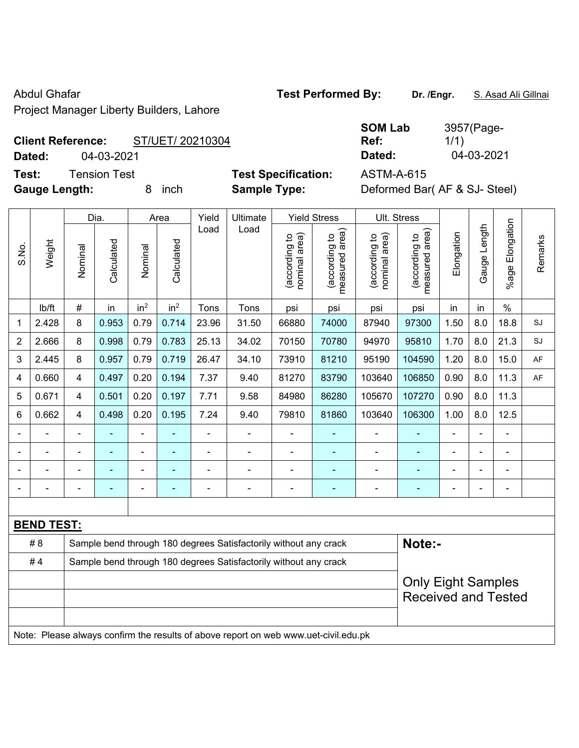Abdul Ghafar

Project Manager Liberty Builders, Lahore

**Test Performed By:** **Dr. /Engr.** S. Asad Ali Gillnai

**Client Reference:** ST/UET/ 20210304

**Dated:** 04-03-2021

**SOM Lab Ref:** 3957(Page-1/1)

**Dated:** 04-03-2021

**Test:** Tension Test

**Gauge Length:** 8 inch

**Test Specification:** ASTM-A-615

**Sample Type:** Deformed Bar( AF & SJ- Steel)

| S.No. | Weight | Dia. | | Area | | Yield Load | Ultimate Load | Yield Stress | | Ult. Stress | | Elongation | Gauge Length | %age Elongation | Remarks |
|---|---|---|---|---|---|---|---|---|---|---|---|---|---|---|---|
| | | Nominal | Calculated | Nominal | Calculated | | | (according to nominal area) | (according to measured area) | (according to nominal area) | (according to measured area) | | | | |
| | lb/ft | # | in | $in^2$ | $in^2$ | Tons | Tons | psi | psi | psi | psi | in | in | % | |
| 1 | 2.428 | 8 | 0.953 | 0.79 | 0.714 | 23.96 | 31.50 | 66880 | 74000 | 87940 | 97300 | 1.50 | 8.0 | 18.8 | SJ |
| 2 | 2.666 | 8 | 0.998 | 0.79 | 0.783 | 25.13 | 34.02 | 70150 | 70780 | 94970 | 95810 | 1.70 | 8.0 | 21.3 | SJ |
| 3 | 2.445 | 8 | 0.957 | 0.79 | 0.719 | 26.47 | 34.10 | 73910 | 81210 | 95190 | 104590 | 1.20 | 8.0 | 15.0 | AF |
| 4 | 0.660 | 4 | 0.497 | 0.20 | 0.194 | 7.37 | 9.40 | 81270 | 83790 | 103640 | 106850 | 0.90 | 8.0 | 11.3 | AF |
| 5 | 0.671 | 4 | 0.501 | 0.20 | 0.197 | 7.71 | 9.58 | 84980 | 86280 | 105670 | 107270 | 0.90 | 8.0 | 11.3 | |
| 6 | 0.662 | 4 | 0.498 | 0.20 | 0.195 | 7.24 | 9.40 | 79810 | 81860 | 103640 | 106300 | 1.00 | 8.0 | 12.5 | |
| - | - | - | - | - | - | - | - | - | - | - | - | - | - | - | |
| - | - | - | - | - | - | - | - | - | - | - | - | - | - | - | |
| - | - | - | - | - | - | - | - | - | - | - | - | - | - | - | |
| - | - | - | - | - | - | - | - | - | - | - | - | - | - | - | |

**BEND TEST:**

| | | |
|---|---|---|
| # 8 | Sample bend through 180 degrees Satisfactorily without any crack | **Note:-** |
| # 4 | Sample bend through 180 degrees Satisfactorily without any crack | Only Eight Samples Received and Tested |

Note: Please always confirm the results of above report on web www.uet-civil.edu.pk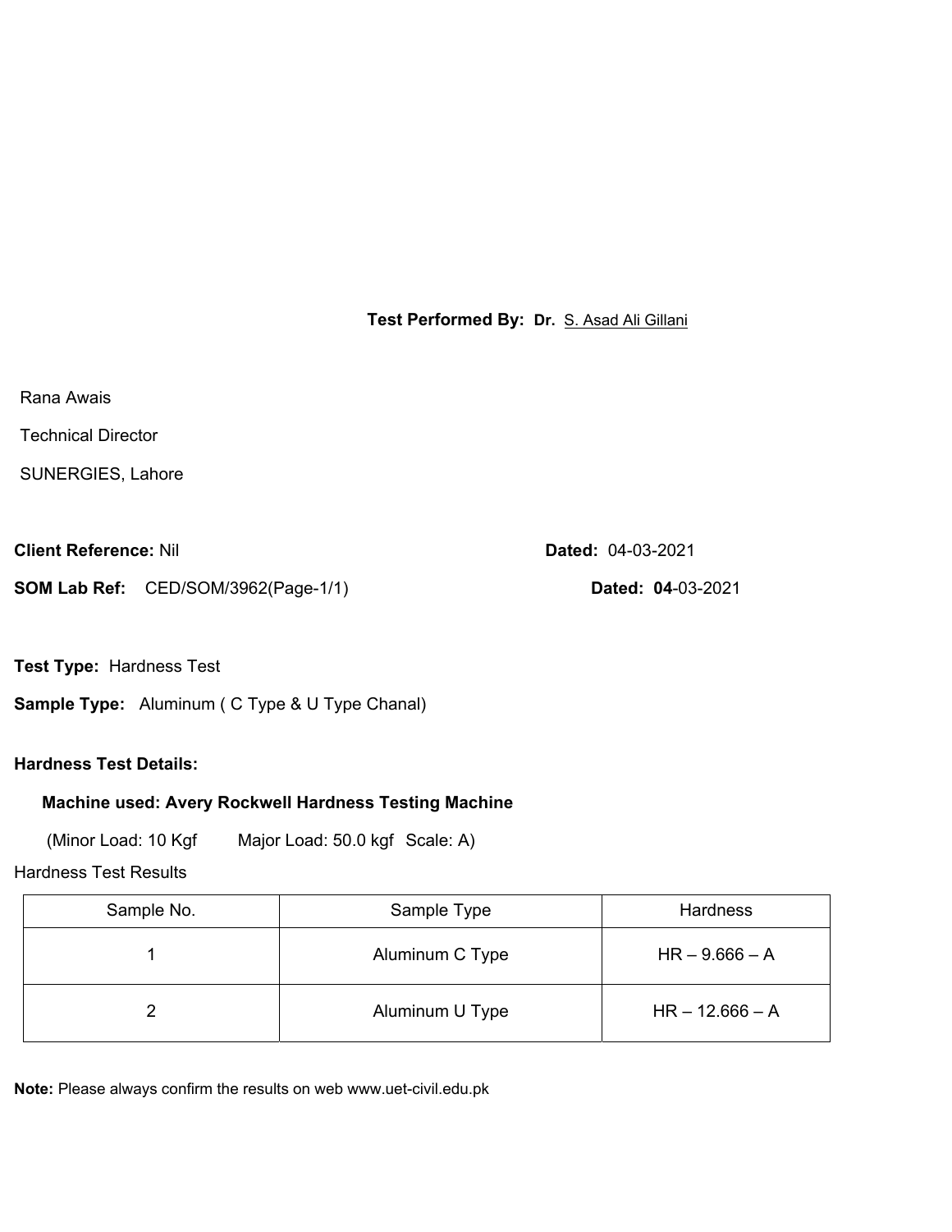**Test Performed By: Dr.** S. Asad Ali Gillani

Rana Awais

Technical Director

SUNERGIES, Lahore

**Client Reference:** Nil **Dated:** 04-03-2021

**SOM Lab Ref:** CED/SOM/3962(Page-1/1) **Dated: 04**-03-2021

**Test Type:** Hardness Test

**Sample Type:** Aluminum ( C Type & U Type Chanal)

**Hardness Test Details:**

**Machine used: Avery Rockwell Hardness Testing Machine**

(Minor Load: 10 Kgf Major Load: 50.0 kgf Scale: A)

Hardness Test Results

| Sample No. | Sample Type | Hardness |
|---|---|---|
| 1 | Aluminum C Type | HR – 9.666 – A |
| 2 | Aluminum U Type | HR – 12.666 – A |

**Note:** Please always confirm the results on web www.uet-civil.edu.pk